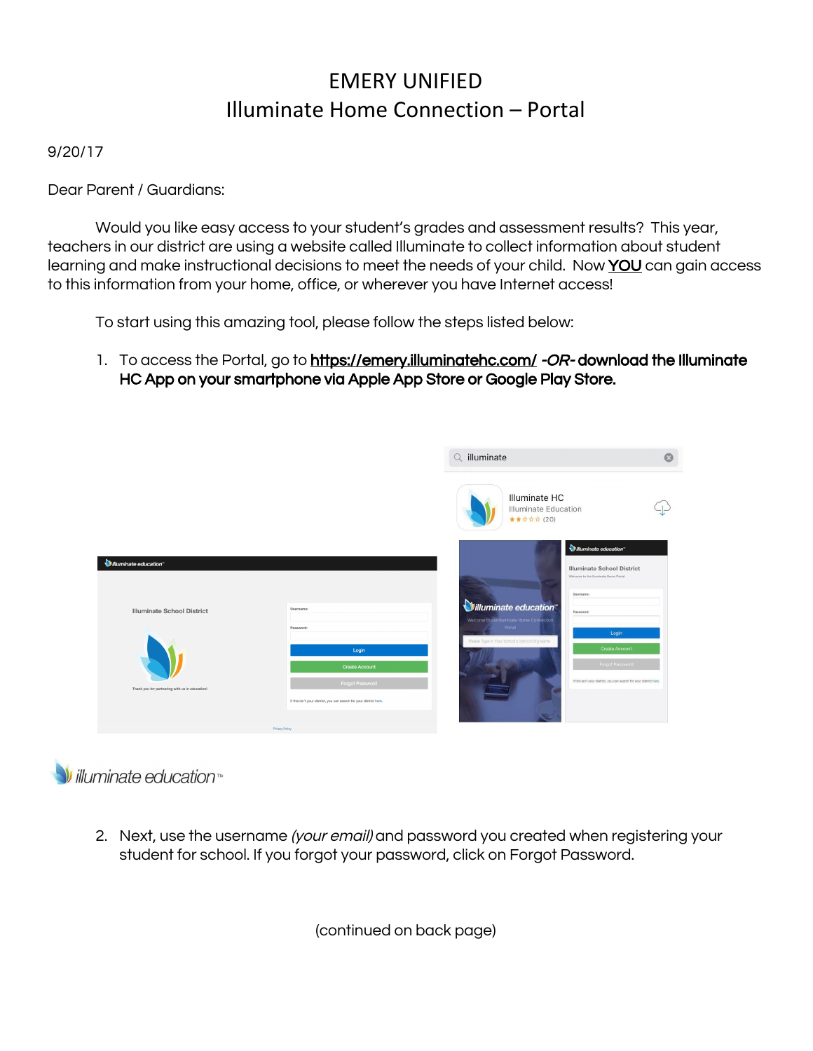# EMERY UNIFIED
## Illuminate Home Connection – Portal

9/20/17

Dear Parent / Guardians:

Would you like easy access to your student's grades and assessment results? This year, teachers in our district are using a website called Illuminate to collect information about student learning and make instructional decisions to meet the needs of your child. Now **YOU** can gain access to this information from your home, office, or wherever you have Internet access!

To start using this amazing tool, please follow the steps listed below:

1. To access the Portal, go to **https://emery.illuminatehc.com/** *-OR-* **download the Illuminate HC App on your smartphone via Apple App Store or Google Play Store.**

2. Next, use the username *(your email)* and password you created when registering your student for school. If you forgot your password, click on Forgot Password.

(continued on back page)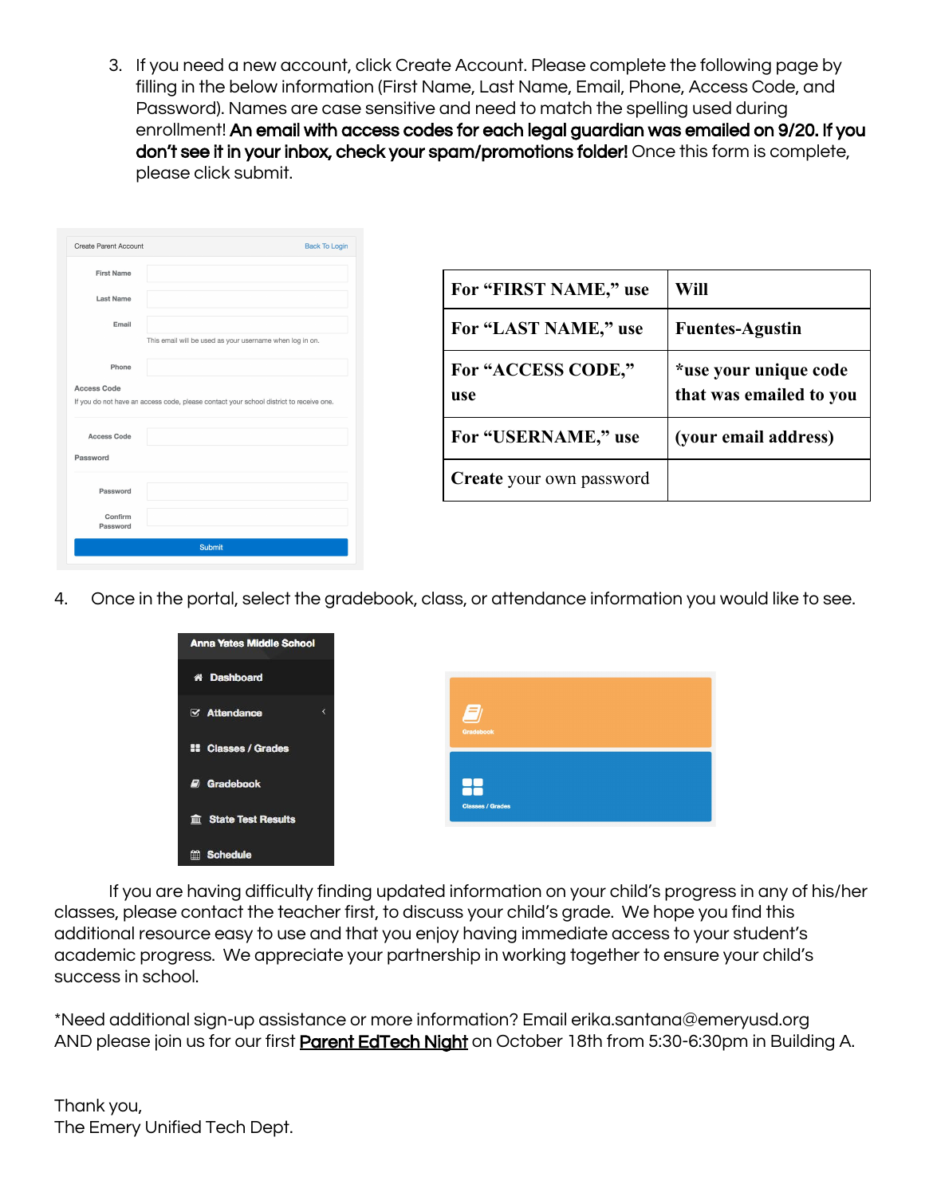3. If you need a new account, click Create Account. Please complete the following page by filling in the below information (First Name, Last Name, Email, Phone, Access Code, and Password). Names are case sensitive and need to match the spelling used during enrollment! **An email with access codes for each legal guardian was emailed on 9/20. If you don't see it in your inbox, check your spam/promotions folder!** Once this form is complete, please click submit.

Create Parent Account | Back To Login

First Name

Last Name

Email

This email will be used as your username when log in on.

Phone

Access Code

If you do not have an access code, please contact your school district to receive one.

Access Code

Password

Password

Confirm Password

Submit

| | |
|---|---|
| **For "FIRST NAME," use** | **Will** |
| **For "LAST NAME," use** | **Fuentes-Agustin** |
| **For "ACCESS CODE," use** | **\*use your unique code that was emailed to you** |
| **For "USERNAME," use** | **(your email address)** |
| **Create** your own password | |

4. Once in the portal, select the gradebook, class, or attendance information you would like to see.

Anna Yates Middle School

Dashboard

Attendance

Classes / Grades

Gradebook

State Test Results

Schedule

Gradebook

Classes / Grades

If you are having difficulty finding updated information on your child's progress in any of his/her classes, please contact the teacher first, to discuss your child's grade. We hope you find this additional resource easy to use and that you enjoy having immediate access to your student's academic progress. We appreciate your partnership in working together to ensure your child's success in school.

*Need additional sign-up assistance or more information? Email erika.santana@emeryusd.org AND please join us for our first Parent EdTech Night on October 18th from 5:30-6:30pm in Building A.

Thank you,
The Emery Unified Tech Dept.